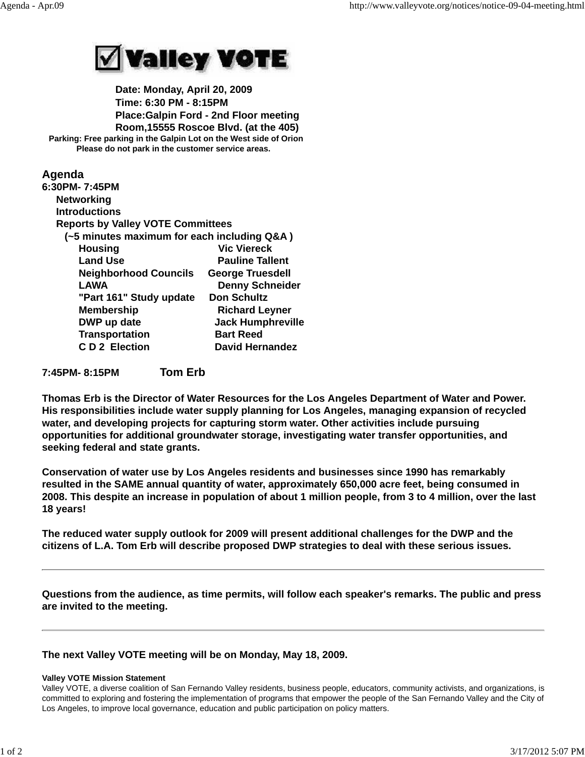**Valley VOTE**

**Date: Monday, April 20, 2009**
**Time: 6:30 PM - 8:15PM**
**Place:Galpin Ford - 2nd Floor meeting Room,15555 Roscoe Blvd. (at the 405)**
**Parking: Free parking in the Galpin Lot on the West side of Orion**
**Please do not park in the customer service areas.**

## Agenda

**6:30PM- 7:45PM**

- **Networking**
- **Introductions**
- **Reports by Valley VOTE Committees**
  **(~5 minutes maximum for each including Q&A )**

| | |
|---|---|
| **Housing** | **Vic Viereck** |
| **Land Use** | **Pauline Tallent** |
| **Neighborhood Councils** | **George Truesdell** |
| **LAWA** | **Denny Schneider** |
| **"Part 161" Study update** | **Don Schultz** |
| **Membership** | **Richard Leyner** |
| **DWP up date** | **Jack Humphreville** |
| **Transportation** | **Bart Reed** |
| **C D 2 Election** | **David Hernandez** |

**7:45PM- 8:15PM** **Tom Erb**

**Thomas Erb is the Director of Water Resources for the Los Angeles Department of Water and Power. His responsibilities include water supply planning for Los Angeles, managing expansion of recycled water, and developing projects for capturing storm water. Other activities include pursuing opportunities for additional groundwater storage, investigating water transfer opportunities, and seeking federal and state grants.**

**Conservation of water use by Los Angeles residents and businesses since 1990 has remarkably resulted in the SAME annual quantity of water, approximately 650,000 acre feet, being consumed in 2008. This despite an increase in population of about 1 million people, from 3 to 4 million, over the last 18 years!**

**The reduced water supply outlook for 2009 will present additional challenges for the DWP and the citizens of L.A. Tom Erb will describe proposed DWP strategies to deal with these serious issues.**

---

**Questions from the audience, as time permits, will follow each speaker's remarks. The public and press are invited to the meeting.**

---

**The next Valley VOTE meeting will be on Monday, May 18, 2009.**

**Valley VOTE Mission Statement**

Valley VOTE, a diverse coalition of San Fernando Valley residents, business people, educators, community activists, and organizations, is committed to exploring and fostering the implementation of programs that empower the people of the San Fernando Valley and the City of Los Angeles, to improve local governance, education and public participation on policy matters.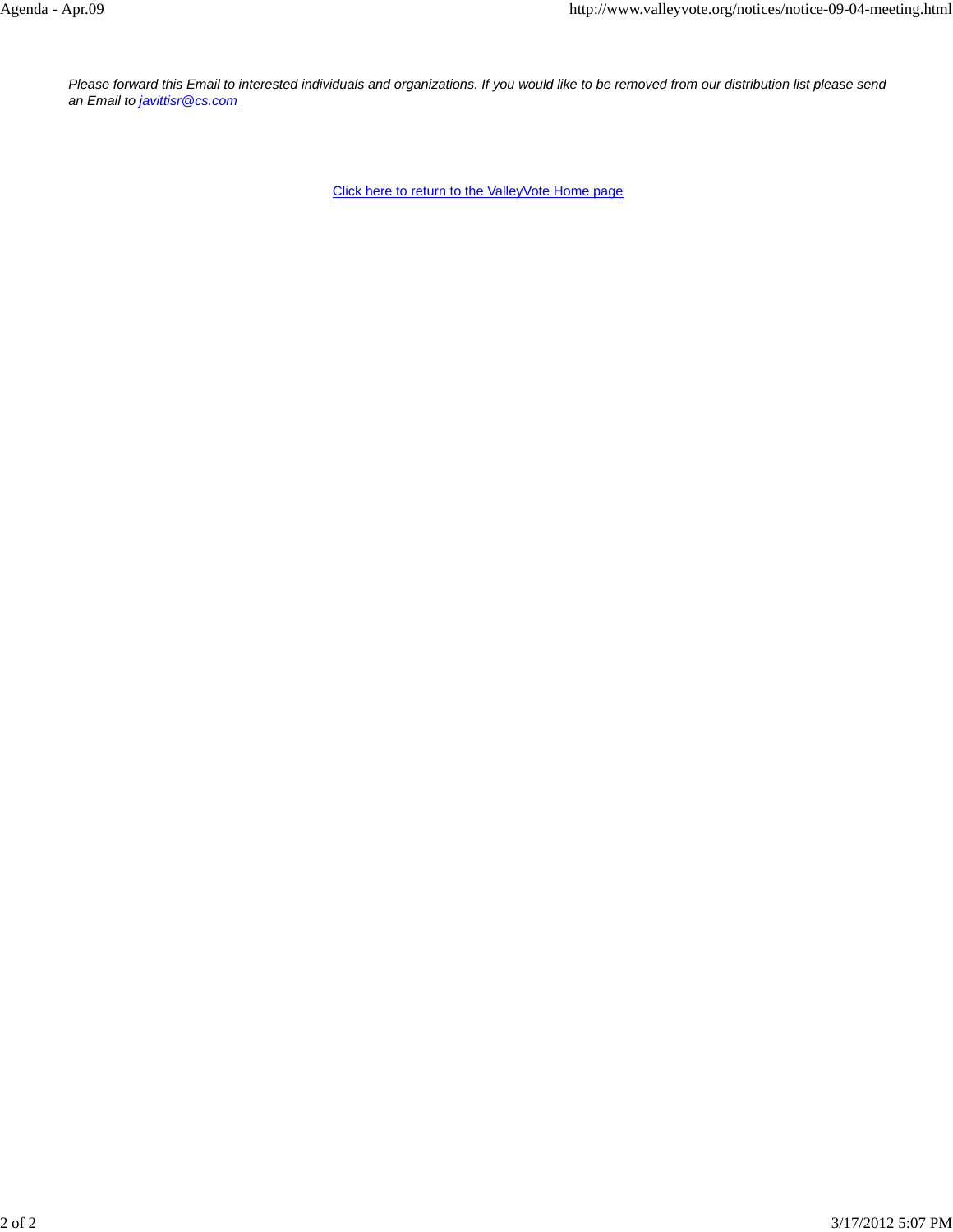*Please forward this Email to interested individuals and organizations. If you would like to be removed from our distribution list please send an Email to [javittisr@cs.com](mailto:javittisr@cs.com)*

[Click here to return to the ValleyVote Home page](http://www.valleyvote.org)